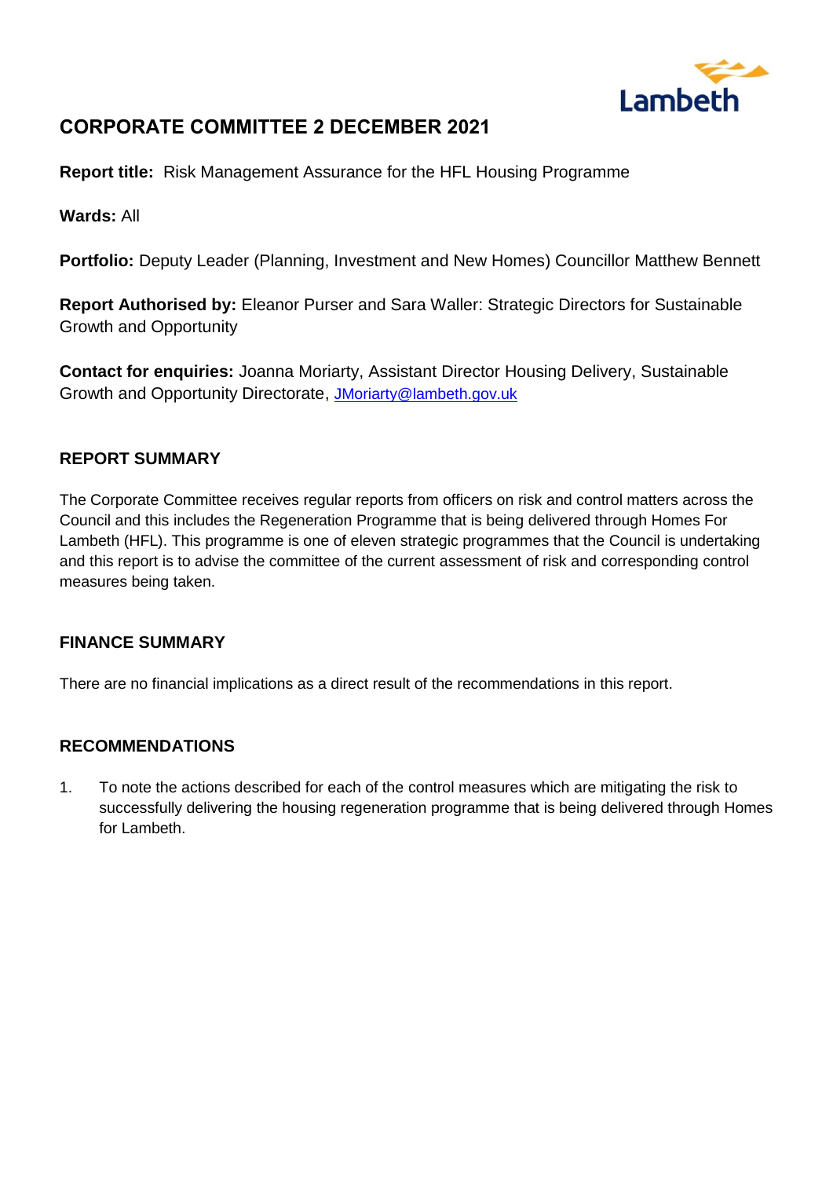# CORPORATE COMMITTEE 2 DECEMBER 2021

**Report title:** Risk Management Assurance for the HFL Housing Programme

**Wards:** All

**Portfolio:** Deputy Leader (Planning, Investment and New Homes) Councillor Matthew Bennett

**Report Authorised by:** Eleanor Purser and Sara Waller: Strategic Directors for Sustainable Growth and Opportunity

**Contact for enquiries:** Joanna Moriarty, Assistant Director Housing Delivery, Sustainable Growth and Opportunity Directorate, JMoriarty@lambeth.gov.uk

## REPORT SUMMARY

The Corporate Committee receives regular reports from officers on risk and control matters across the Council and this includes the Regeneration Programme that is being delivered through Homes For Lambeth (HFL). This programme is one of eleven strategic programmes that the Council is undertaking and this report is to advise the committee of the current assessment of risk and corresponding control measures being taken.

## FINANCE SUMMARY

There are no financial implications as a direct result of the recommendations in this report.

## RECOMMENDATIONS

1. To note the actions described for each of the control measures which are mitigating the risk to successfully delivering the housing regeneration programme that is being delivered through Homes for Lambeth.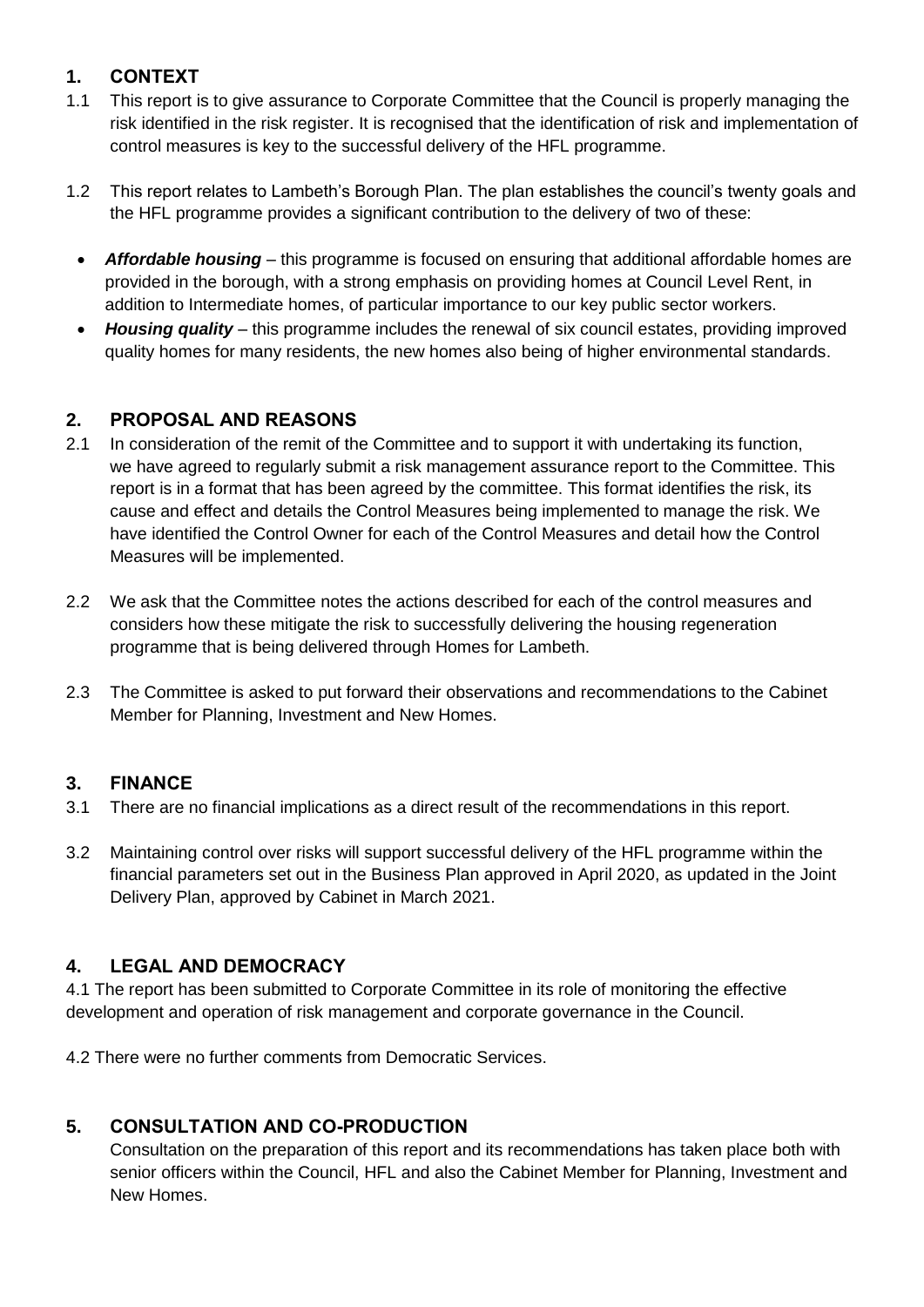## 1. CONTEXT

1.1 This report is to give assurance to Corporate Committee that the Council is properly managing the risk identified in the risk register. It is recognised that the identification of risk and implementation of control measures is key to the successful delivery of the HFL programme.

1.2 This report relates to Lambeth's Borough Plan. The plan establishes the council's twenty goals and the HFL programme provides a significant contribution to the delivery of two of these:

- ***Affordable housing*** – this programme is focused on ensuring that additional affordable homes are provided in the borough, with a strong emphasis on providing homes at Council Level Rent, in addition to Intermediate homes, of particular importance to our key public sector workers.
- ***Housing quality*** – this programme includes the renewal of six council estates, providing improved quality homes for many residents, the new homes also being of higher environmental standards.

## 2. PROPOSAL AND REASONS

2.1 In consideration of the remit of the Committee and to support it with undertaking its function, we have agreed to regularly submit a risk management assurance report to the Committee. This report is in a format that has been agreed by the committee. This format identifies the risk, its cause and effect and details the Control Measures being implemented to manage the risk. We have identified the Control Owner for each of the Control Measures and detail how the Control Measures will be implemented.

2.2 We ask that the Committee notes the actions described for each of the control measures and considers how these mitigate the risk to successfully delivering the housing regeneration programme that is being delivered through Homes for Lambeth.

2.3 The Committee is asked to put forward their observations and recommendations to the Cabinet Member for Planning, Investment and New Homes.

## 3. FINANCE

3.1 There are no financial implications as a direct result of the recommendations in this report.

3.2 Maintaining control over risks will support successful delivery of the HFL programme within the financial parameters set out in the Business Plan approved in April 2020, as updated in the Joint Delivery Plan, approved by Cabinet in March 2021.

## 4. LEGAL AND DEMOCRACY

4.1 The report has been submitted to Corporate Committee in its role of monitoring the effective development and operation of risk management and corporate governance in the Council.

4.2 There were no further comments from Democratic Services.

## 5. CONSULTATION AND CO-PRODUCTION

Consultation on the preparation of this report and its recommendations has taken place both with senior officers within the Council, HFL and also the Cabinet Member for Planning, Investment and New Homes.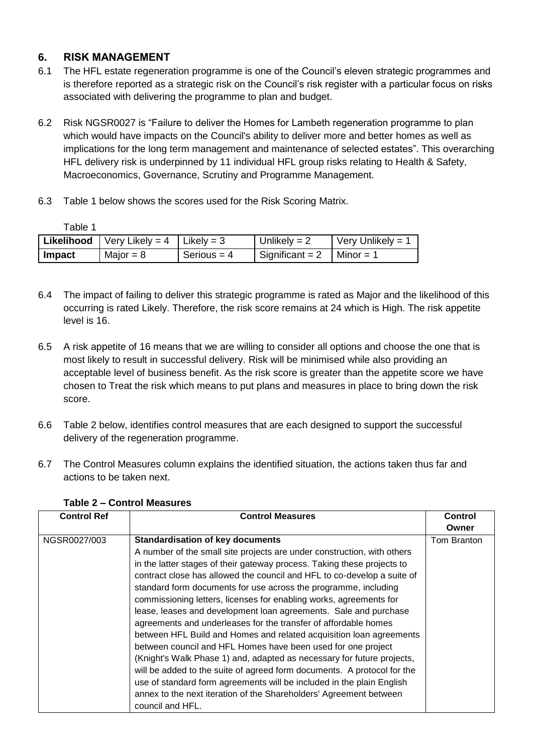## 6. RISK MANAGEMENT

6.1 The HFL estate regeneration programme is one of the Council's eleven strategic programmes and is therefore reported as a strategic risk on the Council's risk register with a particular focus on risks associated with delivering the programme to plan and budget.

6.2 Risk NGSR0027 is "Failure to deliver the Homes for Lambeth regeneration programme to plan which would have impacts on the Council's ability to deliver more and better homes as well as implications for the long term management and maintenance of selected estates". This overarching HFL delivery risk is underpinned by 11 individual HFL group risks relating to Health & Safety, Macroeconomics, Governance, Scrutiny and Programme Management.

6.3 Table 1 below shows the scores used for the Risk Scoring Matrix.

Table 1

| **Likelihood** | Very Likely = 4 | Likely = 3 | Unlikely = 2 | Very Unlikely = 1 |
|---|---|---|---|---|
| **Impact** | Major = 8 | Serious = 4 | Significant = 2 | Minor = 1 |

6.4 The impact of failing to deliver this strategic programme is rated as Major and the likelihood of this occurring is rated Likely. Therefore, the risk score remains at 24 which is High. The risk appetite level is 16.

6.5 A risk appetite of 16 means that we are willing to consider all options and choose the one that is most likely to result in successful delivery. Risk will be minimised while also providing an acceptable level of business benefit. As the risk score is greater than the appetite score we have chosen to Treat the risk which means to put plans and measures in place to bring down the risk score.

6.6 Table 2 below, identifies control measures that are each designed to support the successful delivery of the regeneration programme.

6.7 The Control Measures column explains the identified situation, the actions taken thus far and actions to be taken next.

**Table 2 – Control Measures**

| Control Ref | Control Measures | Control Owner |
|---|---|---|
| NGSR0027/003 | **Standardisation of key documents**<br>A number of the small site projects are under construction, with others in the latter stages of their gateway process. Taking these projects to contract close has allowed the council and HFL to co-develop a suite of standard form documents for use across the programme, including commissioning letters, licenses for enabling works, agreements for lease, leases and development loan agreements. Sale and purchase agreements and underleases for the transfer of affordable homes between HFL Build and Homes and related acquisition loan agreements between council and HFL Homes have been used for one project (Knight's Walk Phase 1) and, adapted as necessary for future projects, will be added to the suite of agreed form documents. A protocol for the use of standard form agreements will be included in the plain English annex to the next iteration of the Shareholders' Agreement between council and HFL. | Tom Branton |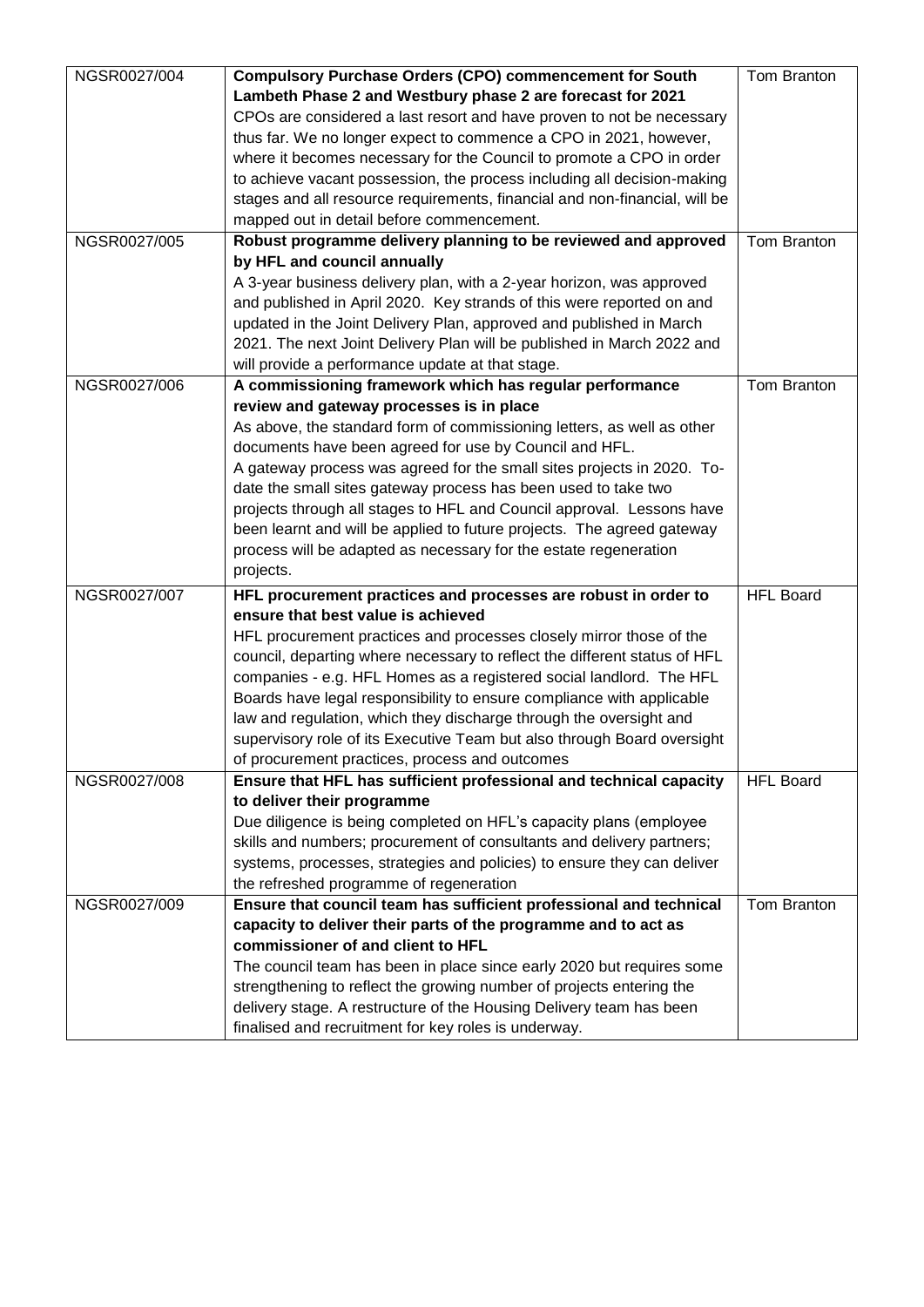| NGSR0027/004 | **Compulsory Purchase Orders (CPO) commencement for South Lambeth Phase 2 and Westbury phase 2 are forecast for 2021**<br>CPOs are considered a last resort and have proven to not be necessary thus far. We no longer expect to commence a CPO in 2021, however, where it becomes necessary for the Council to promote a CPO in order to achieve vacant possession, the process including all decision-making stages and all resource requirements, financial and non-financial, will be mapped out in detail before commencement. | Tom Branton |
|---|---|---|
| NGSR0027/005 | **Robust programme delivery planning to be reviewed and approved by HFL and council annually**<br>A 3-year business delivery plan, with a 2-year horizon, was approved and published in April 2020. Key strands of this were reported on and updated in the Joint Delivery Plan, approved and published in March 2021. The next Joint Delivery Plan will be published in March 2022 and will provide a performance update at that stage. | Tom Branton |
| NGSR0027/006 | **A commissioning framework which has regular performance review and gateway processes is in place**<br>As above, the standard form of commissioning letters, as well as other documents have been agreed for use by Council and HFL.<br>A gateway process was agreed for the small sites projects in 2020. To-date the small sites gateway process has been used to take two projects through all stages to HFL and Council approval. Lessons have been learnt and will be applied to future projects. The agreed gateway process will be adapted as necessary for the estate regeneration projects. | Tom Branton |
| NGSR0027/007 | **HFL procurement practices and processes are robust in order to ensure that best value is achieved**<br>HFL procurement practices and processes closely mirror those of the council, departing where necessary to reflect the different status of HFL companies - e.g. HFL Homes as a registered social landlord. The HFL Boards have legal responsibility to ensure compliance with applicable law and regulation, which they discharge through the oversight and supervisory role of its Executive Team but also through Board oversight of procurement practices, process and outcomes | HFL Board |
| NGSR0027/008 | **Ensure that HFL has sufficient professional and technical capacity to deliver their programme**<br>Due diligence is being completed on HFL's capacity plans (employee skills and numbers; procurement of consultants and delivery partners; systems, processes, strategies and policies) to ensure they can deliver the refreshed programme of regeneration | HFL Board |
| NGSR0027/009 | **Ensure that council team has sufficient professional and technical capacity to deliver their parts of the programme and to act as commissioner of and client to HFL**<br>The council team has been in place since early 2020 but requires some strengthening to reflect the growing number of projects entering the delivery stage. A restructure of the Housing Delivery team has been finalised and recruitment for key roles is underway. | Tom Branton |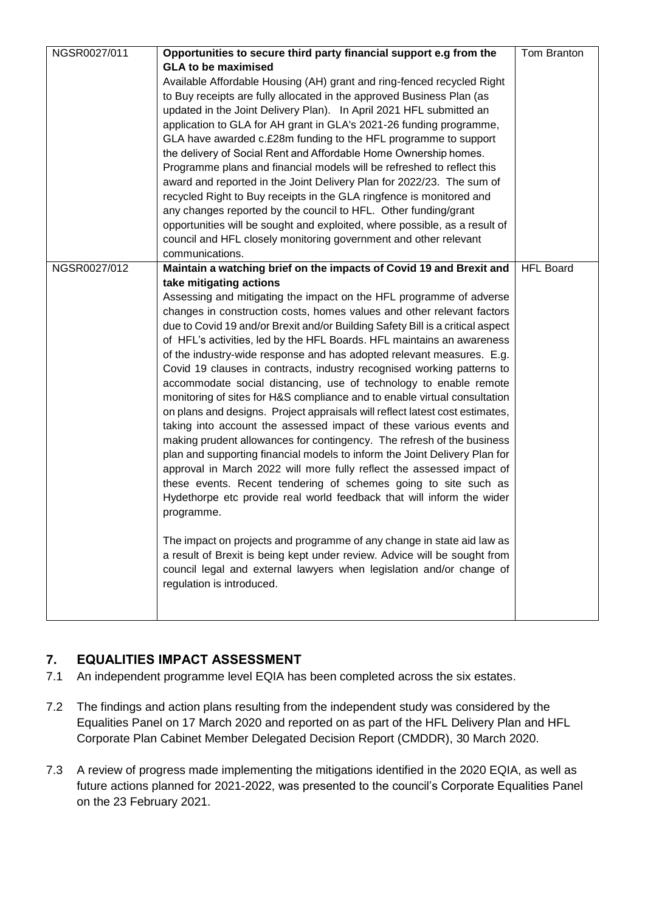| NGSR0027/011 | **Opportunities to secure third party financial support e.g from the GLA to be maximised**<br>Available Affordable Housing (AH) grant and ring-fenced recycled Right to Buy receipts are fully allocated in the approved Business Plan (as updated in the Joint Delivery Plan). In April 2021 HFL submitted an application to GLA for AH grant in GLA's 2021-26 funding programme, GLA have awarded c.£28m funding to the HFL programme to support the delivery of Social Rent and Affordable Home Ownership homes. Programme plans and financial models will be refreshed to reflect this award and reported in the Joint Delivery Plan for 2022/23. The sum of recycled Right to Buy receipts in the GLA ringfence is monitored and any changes reported by the council to HFL. Other funding/grant opportunities will be sought and exploited, where possible, as a result of council and HFL closely monitoring government and other relevant communications. | Tom Branton |
|---|---|---|
| NGSR0027/012 | **Maintain a watching brief on the impacts of Covid 19 and Brexit and take mitigating actions**<br>Assessing and mitigating the impact on the HFL programme of adverse changes in construction costs, homes values and other relevant factors due to Covid 19 and/or Brexit and/or Building Safety Bill is a critical aspect of HFL's activities, led by the HFL Boards. HFL maintains an awareness of the industry-wide response and has adopted relevant measures. E.g. Covid 19 clauses in contracts, industry recognised working patterns to accommodate social distancing, use of technology to enable remote monitoring of sites for H&S compliance and to enable virtual consultation on plans and designs. Project appraisals will reflect latest cost estimates, taking into account the assessed impact of these various events and making prudent allowances for contingency. The refresh of the business plan and supporting financial models to inform the Joint Delivery Plan for approval in March 2022 will more fully reflect the assessed impact of these events. Recent tendering of schemes going to site such as Hydethorpe etc provide real world feedback that will inform the wider programme.<br><br>The impact on projects and programme of any change in state aid law as a result of Brexit is being kept under review. Advice will be sought from council legal and external lawyers when legislation and/or change of regulation is introduced. | HFL Board |

## 7. EQUALITIES IMPACT ASSESSMENT

7.1 An independent programme level EQIA has been completed across the six estates.

7.2 The findings and action plans resulting from the independent study was considered by the Equalities Panel on 17 March 2020 and reported on as part of the HFL Delivery Plan and HFL Corporate Plan Cabinet Member Delegated Decision Report (CMDDR), 30 March 2020.

7.3 A review of progress made implementing the mitigations identified in the 2020 EQIA, as well as future actions planned for 2021-2022, was presented to the council's Corporate Equalities Panel on the 23 February 2021.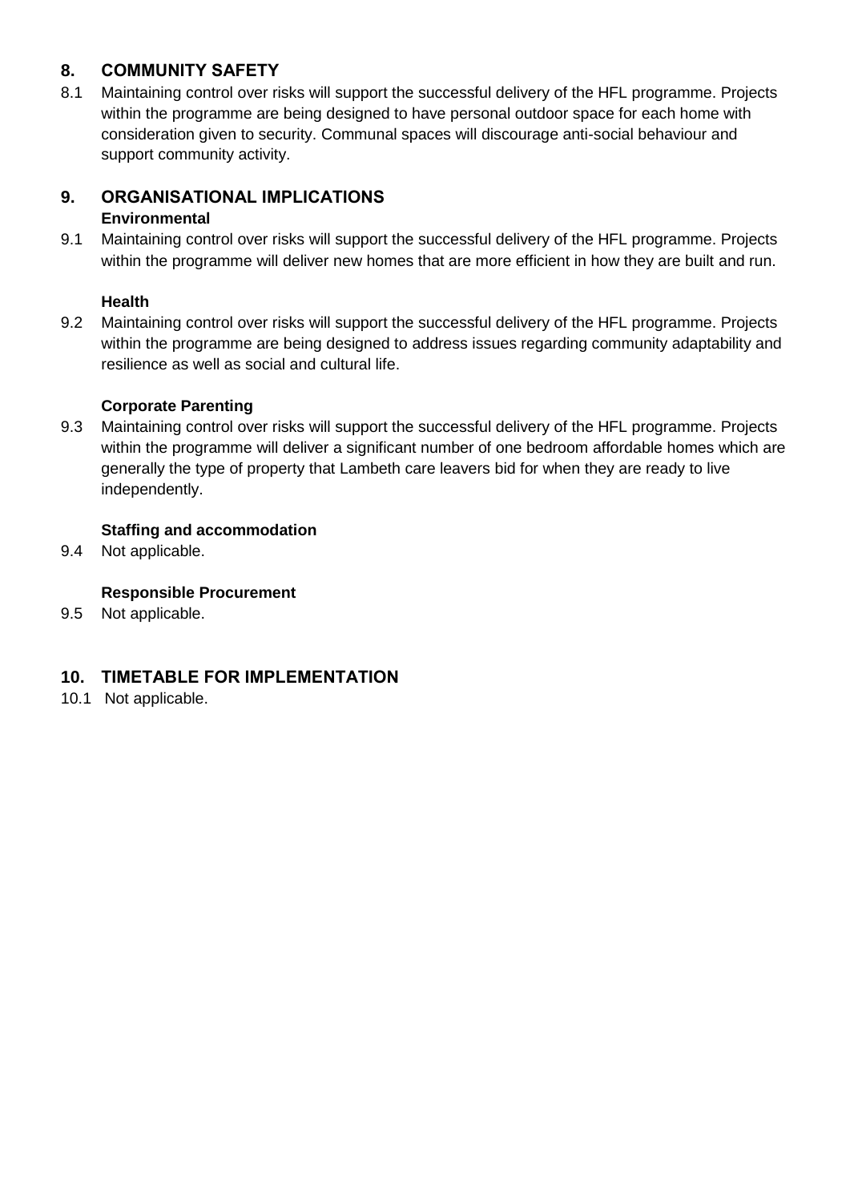## 8. COMMUNITY SAFETY

8.1 Maintaining control over risks will support the successful delivery of the HFL programme. Projects within the programme are being designed to have personal outdoor space for each home with consideration given to security. Communal spaces will discourage anti-social behaviour and support community activity.

## 9. ORGANISATIONAL IMPLICATIONS

**Environmental**

9.1 Maintaining control over risks will support the successful delivery of the HFL programme. Projects within the programme will deliver new homes that are more efficient in how they are built and run.

**Health**

9.2 Maintaining control over risks will support the successful delivery of the HFL programme. Projects within the programme are being designed to address issues regarding community adaptability and resilience as well as social and cultural life.

**Corporate Parenting**

9.3 Maintaining control over risks will support the successful delivery of the HFL programme. Projects within the programme will deliver a significant number of one bedroom affordable homes which are generally the type of property that Lambeth care leavers bid for when they are ready to live independently.

**Staffing and accommodation**

9.4 Not applicable.

**Responsible Procurement**

9.5 Not applicable.

## 10. TIMETABLE FOR IMPLEMENTATION

10.1 Not applicable.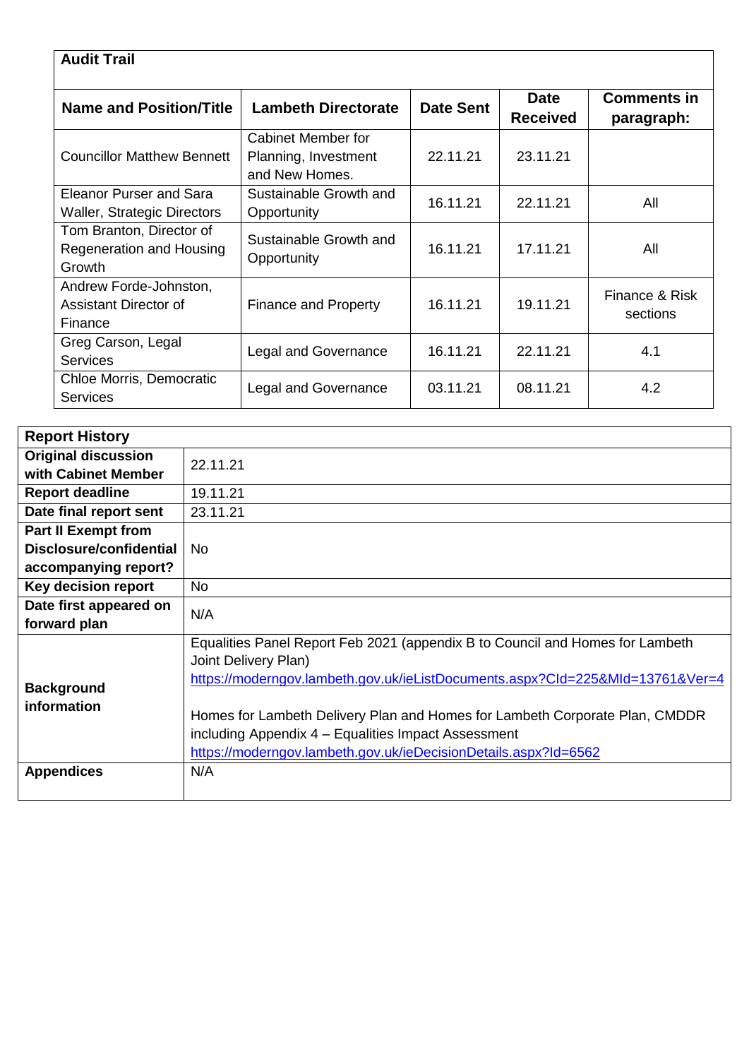| Audit Trail | | | | |
|---|---|---|---|---|
| **Name and Position/Title** | **Lambeth Directorate** | **Date Sent** | **Date Received** | **Comments in paragraph:** |
| Councillor Matthew Bennett | Cabinet Member for Planning, Investment and New Homes. | 22.11.21 | 23.11.21 | |
| Eleanor Purser and Sara Waller, Strategic Directors | Sustainable Growth and Opportunity | 16.11.21 | 22.11.21 | All |
| Tom Branton, Director of Regeneration and Housing Growth | Sustainable Growth and Opportunity | 16.11.21 | 17.11.21 | All |
| Andrew Forde-Johnston, Assistant Director of Finance | Finance and Property | 16.11.21 | 19.11.21 | Finance & Risk sections |
| Greg Carson, Legal Services | Legal and Governance | 16.11.21 | 22.11.21 | 4.1 |
| Chloe Morris, Democratic Services | Legal and Governance | 03.11.21 | 08.11.21 | 4.2 |

| Report History | |
|---|---|
| **Original discussion with Cabinet Member** | 22.11.21 |
| **Report deadline** | 19.11.21 |
| **Date final report sent** | 23.11.21 |
| **Part II Exempt from Disclosure/confidential accompanying report?** | No |
| **Key decision report** | No |
| **Date first appeared on forward plan** | N/A |
| **Background information** | Equalities Panel Report Feb 2021 (appendix B to Council and Homes for Lambeth Joint Delivery Plan) https://moderngov.lambeth.gov.uk/ieListDocuments.aspx?CId=225&MId=13761&Ver=4 <br><br> Homes for Lambeth Delivery Plan and Homes for Lambeth Corporate Plan, CMDDR including Appendix 4 – Equalities Impact Assessment https://moderngov.lambeth.gov.uk/ieDecisionDetails.aspx?Id=6562 |
| **Appendices** | N/A |